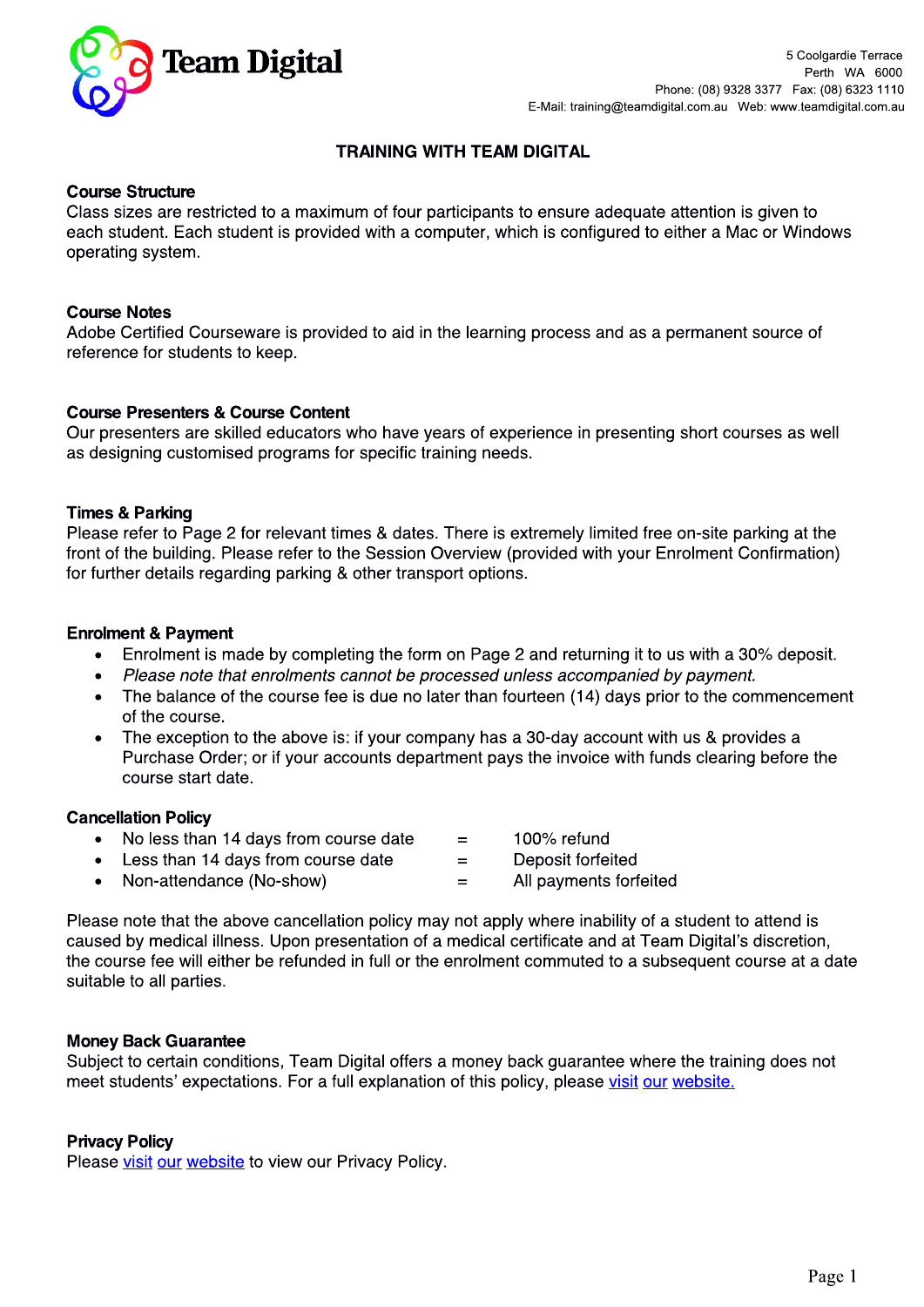**Team Digital**

5 Coolgardie Terrace
Perth WA 6000
Phone: (08) 9328 3377 Fax: (08) 6323 1110
E-Mail: training@teamdigital.com.au Web: www.teamdigital.com.au

# TRAINING WITH TEAM DIGITAL

**Course Structure**
Class sizes are restricted to a maximum of four participants to ensure adequate attention is given to each student. Each student is provided with a computer, which is configured to either a Mac or Windows operating system.

**Course Notes**
Adobe Certified Courseware is provided to aid in the learning process and as a permanent source of reference for students to keep.

**Course Presenters & Course Content**
Our presenters are skilled educators who have years of experience in presenting short courses as well as designing customised programs for specific training needs.

**Times & Parking**
Please refer to Page 2 for relevant times & dates. There is extremely limited free on-site parking at the front of the building. Please refer to the Session Overview (provided with your Enrolment Confirmation) for further details regarding parking & other transport options.

**Enrolment & Payment**

- Enrolment is made by completing the form on Page 2 and returning it to us with a 30% deposit.
- *Please note that enrolments cannot be processed unless accompanied by payment.*
- The balance of the course fee is due no later than fourteen (14) days prior to the commencement of the course.
- The exception to the above is: if your company has a 30-day account with us & provides a Purchase Order; or if your accounts department pays the invoice with funds clearing before the course start date.

**Cancellation Policy**

- No less than 14 days from course date = 100% refund
- Less than 14 days from course date = Deposit forfeited
- Non-attendance (No-show) = All payments forfeited

Please note that the above cancellation policy may not apply where inability of a student to attend is caused by medical illness. Upon presentation of a medical certificate and at Team Digital's discretion, the course fee will either be refunded in full or the enrolment commuted to a subsequent course at a date suitable to all parties.

**Money Back Guarantee**
Subject to certain conditions, Team Digital offers a money back guarantee where the training does not meet students' expectations. For a full explanation of this policy, please visit our website.

**Privacy Policy**
Please visit our website to view our Privacy Policy.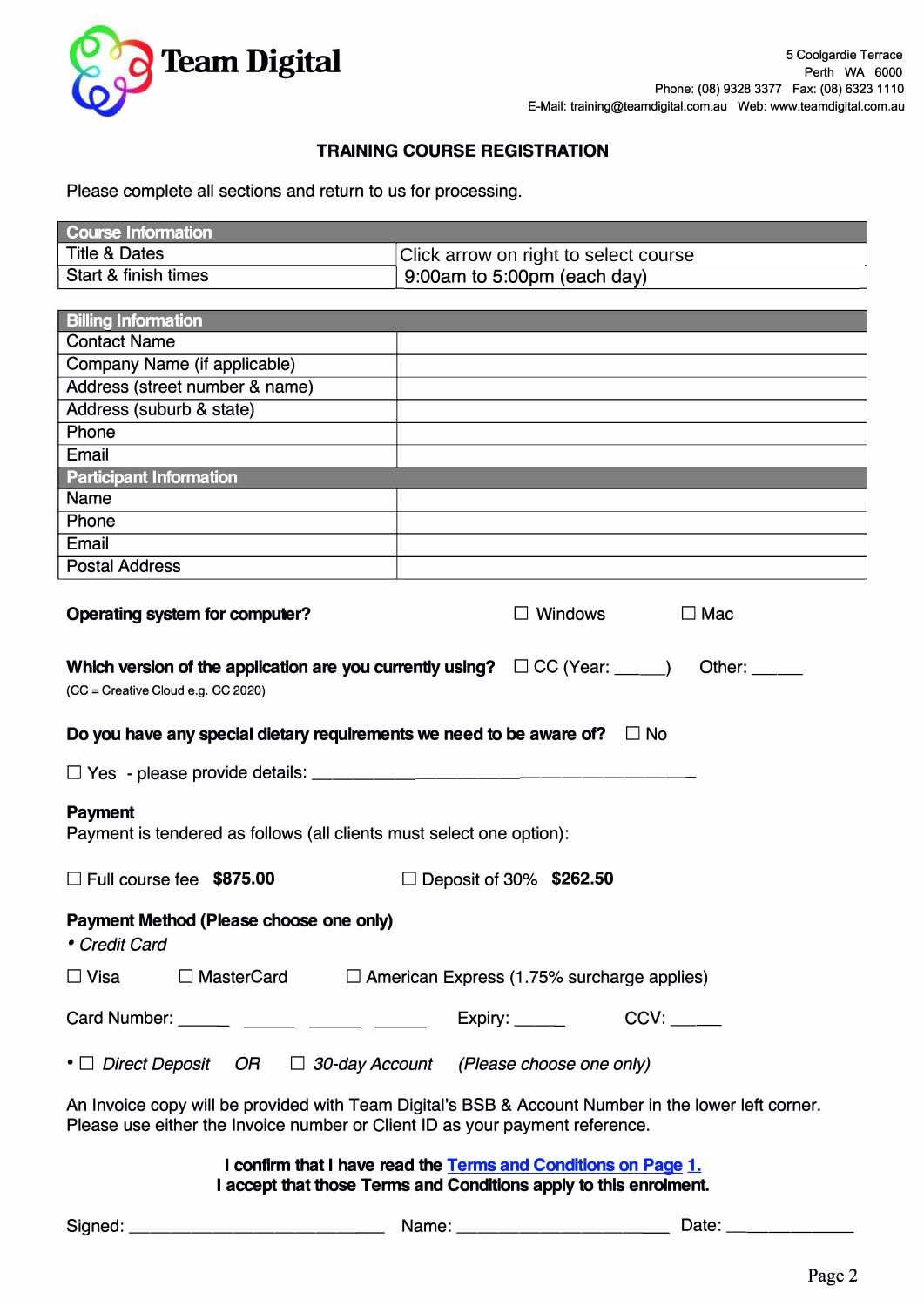# Team Digital

5 Coolgardie Terrace
Perth WA 6000
Phone: (08) 9328 3377 Fax: (08) 6323 1110
E-Mail: training@teamdigital.com.au Web: www.teamdigital.com.au

## TRAINING COURSE REGISTRATION

Please complete all sections and return to us for processing.

| Course Information | |
|---|---|
| Title & Dates | Click arrow on right to select course |
| Start & finish times | 9:00am to 5:00pm (each day) |

| Billing Information | |
|---|---|
| Contact Name | |
| Company Name (if applicable) | |
| Address (street number & name) | |
| Address (suburb & state) | |
| Phone | |
| Email | |
| **Participant Information** | |
| Name | |
| Phone | |
| Email | |
| Postal Address | |

**Operating system for computer?** ☐ Windows ☐ Mac

**Which version of the application are you currently using?** ☐ CC (Year: _____) Other: _____
(CC = Creative Cloud e.g. CC 2020)

**Do you have any special dietary requirements we need to be aware of?** ☐ No

☐ Yes - please provide details: ____________________________________

**Payment**
Payment is tendered as follows (all clients must select one option):

☐ Full course fee **$875.00** ☐ Deposit of 30% **$262.50**

**Payment Method (Please choose one only)**

- *Credit Card*

☐ Visa ☐ MasterCard ☐ American Express (1.75% surcharge applies)

Card Number: _____ _____ _____ _____ Expiry: _____ CCV: _____

- ☐ *Direct Deposit* *OR* ☐ *30-day Account* *(Please choose one only)*

An Invoice copy will be provided with Team Digital's BSB & Account Number in the lower left corner. Please use either the Invoice number or Client ID as your payment reference.

**I confirm that I have read the Terms and Conditions on Page 1.**
**I accept that those Terms and Conditions apply to this enrolment.**

Signed: ___________________________ Name: ______________________ Date: _____________